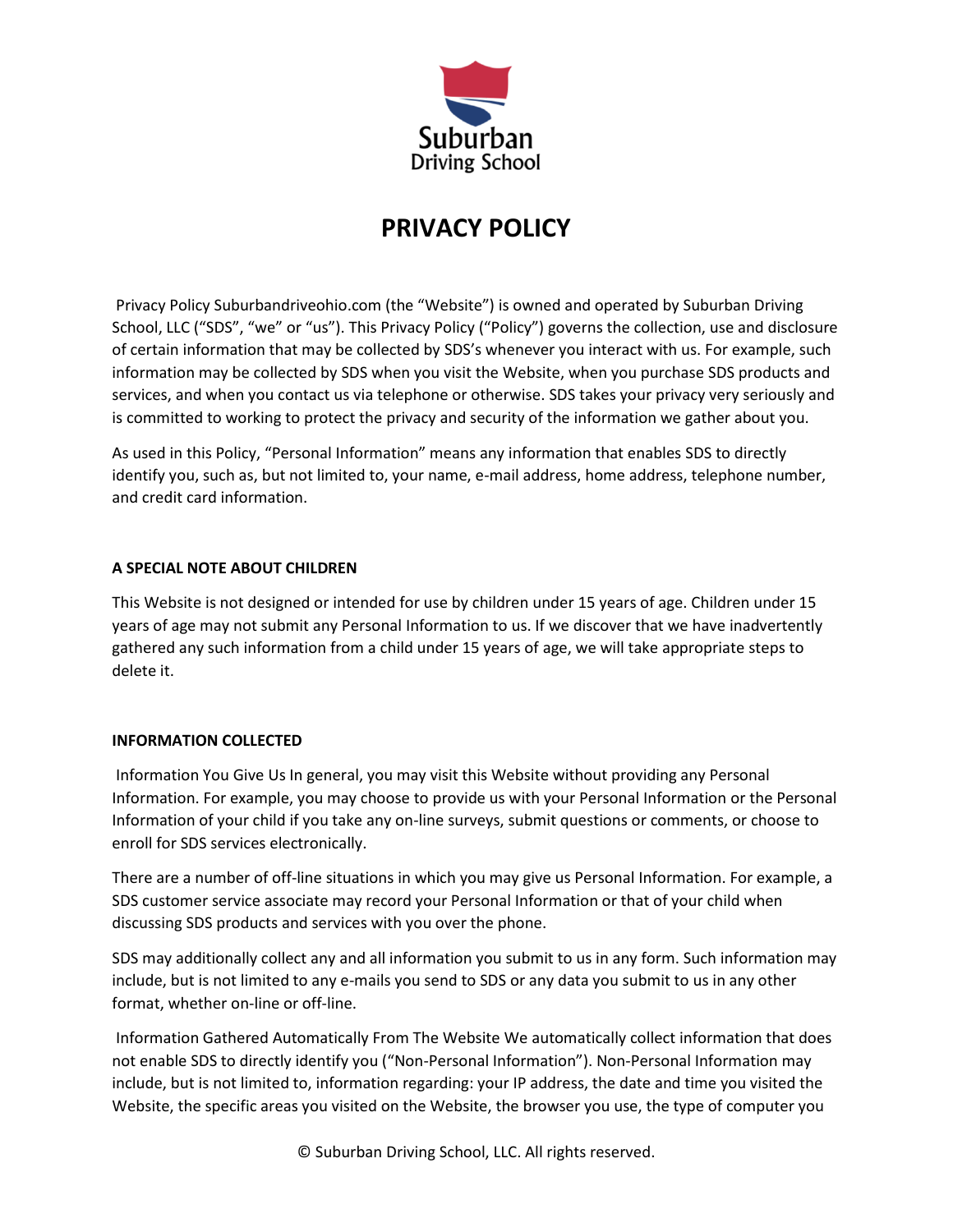Suburban Driving School

# PRIVACY POLICY

Privacy Policy Suburbandriveohio.com (the "Website") is owned and operated by Suburban Driving School, LLC ("SDS", "we" or "us"). This Privacy Policy ("Policy") governs the collection, use and disclosure of certain information that may be collected by SDS's whenever you interact with us. For example, such information may be collected by SDS when you visit the Website, when you purchase SDS products and services, and when you contact us via telephone or otherwise. SDS takes your privacy very seriously and is committed to working to protect the privacy and security of the information we gather about you.

As used in this Policy, "Personal Information" means any information that enables SDS to directly identify you, such as, but not limited to, your name, e-mail address, home address, telephone number, and credit card information.

**A SPECIAL NOTE ABOUT CHILDREN**

This Website is not designed or intended for use by children under 15 years of age. Children under 15 years of age may not submit any Personal Information to us. If we discover that we have inadvertently gathered any such information from a child under 15 years of age, we will take appropriate steps to delete it.

**INFORMATION COLLECTED**

Information You Give Us In general, you may visit this Website without providing any Personal Information. For example, you may choose to provide us with your Personal Information or the Personal Information of your child if you take any on-line surveys, submit questions or comments, or choose to enroll for SDS services electronically.

There are a number of off-line situations in which you may give us Personal Information. For example, a SDS customer service associate may record your Personal Information or that of your child when discussing SDS products and services with you over the phone.

SDS may additionally collect any and all information you submit to us in any form. Such information may include, but is not limited to any e-mails you send to SDS or any data you submit to us in any other format, whether on-line or off-line.

Information Gathered Automatically From The Website We automatically collect information that does not enable SDS to directly identify you ("Non-Personal Information"). Non-Personal Information may include, but is not limited to, information regarding: your IP address, the date and time you visited the Website, the specific areas you visited on the Website, the browser you use, the type of computer you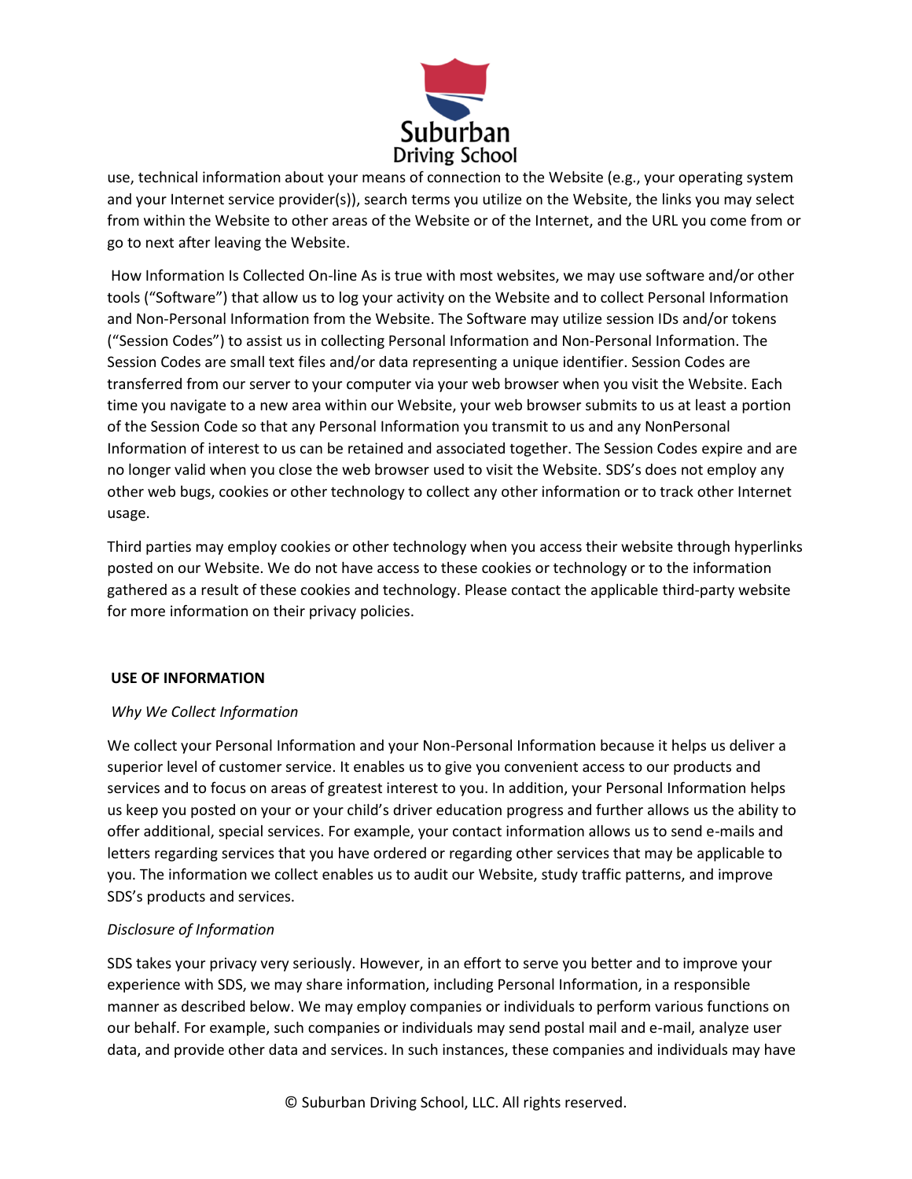use, technical information about your means of connection to the Website (e.g., your operating system and your Internet service provider(s)), search terms you utilize on the Website, the links you may select from within the Website to other areas of the Website or of the Internet, and the URL you come from or go to next after leaving the Website.

How Information Is Collected On-line As is true with most websites, we may use software and/or other tools ("Software") that allow us to log your activity on the Website and to collect Personal Information and Non-Personal Information from the Website. The Software may utilize session IDs and/or tokens ("Session Codes") to assist us in collecting Personal Information and Non-Personal Information. The Session Codes are small text files and/or data representing a unique identifier. Session Codes are transferred from our server to your computer via your web browser when you visit the Website. Each time you navigate to a new area within our Website, your web browser submits to us at least a portion of the Session Code so that any Personal Information you transmit to us and any NonPersonal Information of interest to us can be retained and associated together. The Session Codes expire and are no longer valid when you close the web browser used to visit the Website. SDS's does not employ any other web bugs, cookies or other technology to collect any other information or to track other Internet usage.

Third parties may employ cookies or other technology when you access their website through hyperlinks posted on our Website. We do not have access to these cookies or technology or to the information gathered as a result of these cookies and technology. Please contact the applicable third-party website for more information on their privacy policies.

**USE OF INFORMATION**

*Why We Collect Information*

We collect your Personal Information and your Non-Personal Information because it helps us deliver a superior level of customer service. It enables us to give you convenient access to our products and services and to focus on areas of greatest interest to you. In addition, your Personal Information helps us keep you posted on your or your child's driver education progress and further allows us the ability to offer additional, special services. For example, your contact information allows us to send e-mails and letters regarding services that you have ordered or regarding other services that may be applicable to you. The information we collect enables us to audit our Website, study traffic patterns, and improve SDS's products and services.

*Disclosure of Information*

SDS takes your privacy very seriously. However, in an effort to serve you better and to improve your experience with SDS, we may share information, including Personal Information, in a responsible manner as described below. We may employ companies or individuals to perform various functions on our behalf. For example, such companies or individuals may send postal mail and e-mail, analyze user data, and provide other data and services. In such instances, these companies and individuals may have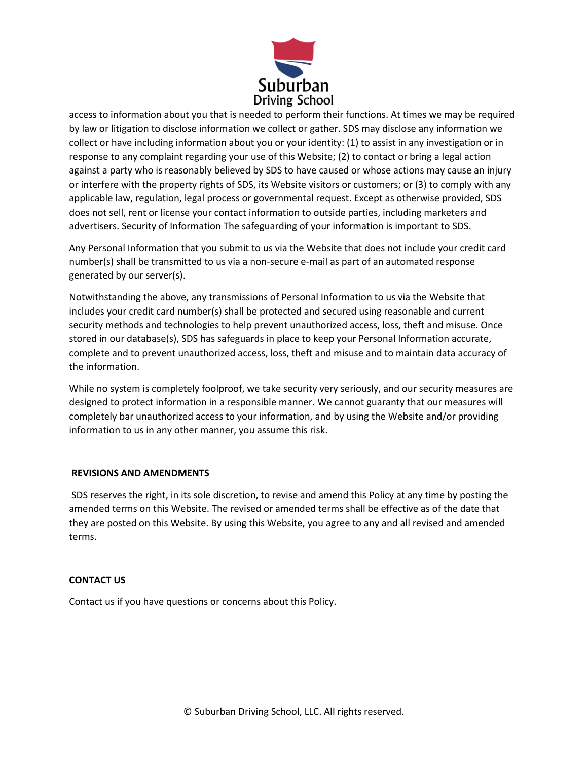access to information about you that is needed to perform their functions. At times we may be required by law or litigation to disclose information we collect or gather. SDS may disclose any information we collect or have including information about you or your identity: (1) to assist in any investigation or in response to any complaint regarding your use of this Website; (2) to contact or bring a legal action against a party who is reasonably believed by SDS to have caused or whose actions may cause an injury or interfere with the property rights of SDS, its Website visitors or customers; or (3) to comply with any applicable law, regulation, legal process or governmental request. Except as otherwise provided, SDS does not sell, rent or license your contact information to outside parties, including marketers and advertisers. Security of Information The safeguarding of your information is important to SDS.

Any Personal Information that you submit to us via the Website that does not include your credit card number(s) shall be transmitted to us via a non-secure e-mail as part of an automated response generated by our server(s).

Notwithstanding the above, any transmissions of Personal Information to us via the Website that includes your credit card number(s) shall be protected and secured using reasonable and current security methods and technologies to help prevent unauthorized access, loss, theft and misuse. Once stored in our database(s), SDS has safeguards in place to keep your Personal Information accurate, complete and to prevent unauthorized access, loss, theft and misuse and to maintain data accuracy of the information.

While no system is completely foolproof, we take security very seriously, and our security measures are designed to protect information in a responsible manner. We cannot guaranty that our measures will completely bar unauthorized access to your information, and by using the Website and/or providing information to us in any other manner, you assume this risk.

**REVISIONS AND AMENDMENTS**

SDS reserves the right, in its sole discretion, to revise and amend this Policy at any time by posting the amended terms on this Website. The revised or amended terms shall be effective as of the date that they are posted on this Website. By using this Website, you agree to any and all revised and amended terms.

**CONTACT US**

Contact us if you have questions or concerns about this Policy.

© Suburban Driving School, LLC. All rights reserved.